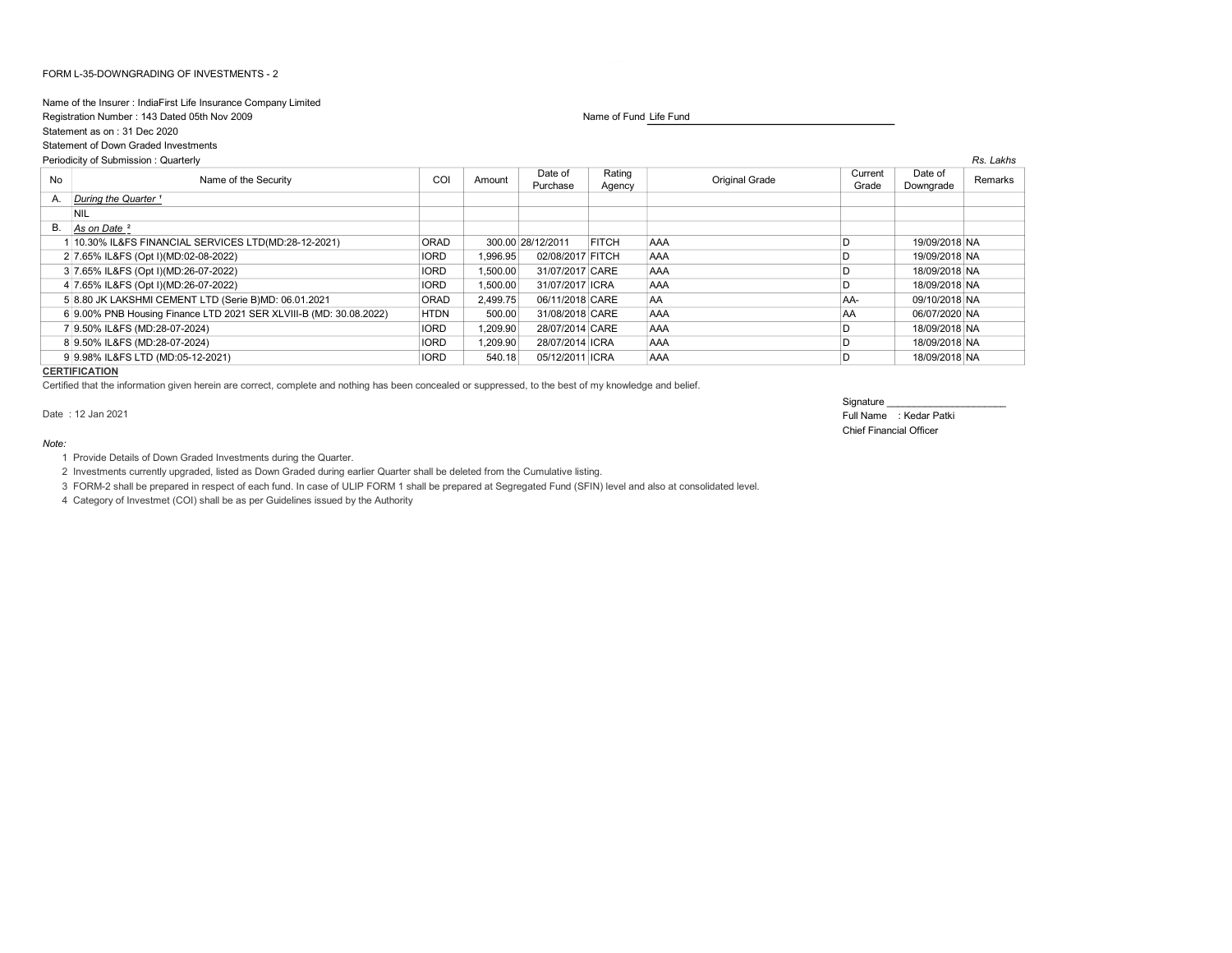FORM L-35-DOWNGRADING OF INVESTMENTS - 2

Name of the Insurer : IndiaFirst Life Insurance Company Limited

Registration Number : 143 Dated 05th Nov 2009

Name of Fund Life Fund

Statement as on : 31 Dec 2020

Statement of Down Graded Investments

Periodicity of Submission : Quarterly

*Rs. Lakhs*

| No | Name of the Security | COI | Amount | Date of Purchase | Rating Agency | Original Grade | Current Grade | Date of Downgrade | Remarks |
|---|---|---|---|---|---|---|---|---|---|
| A. | *During the Quarter* [1] | | | | | | | | |
| | NIL | | | | | | | | |
| B. | *As on Date* [2] | | | | | | | | |
| 1 | 10.30% IL&FS FINANCIAL SERVICES LTD(MD:28-12-2021) | ORAD | 300.00 | 28/12/2011 | FITCH | AAA | D | 19/09/2018 | NA |
| 2 | 7.65% IL&FS (Opt I)(MD:02-08-2022) | IORD | 1,996.95 | 02/08/2017 | FITCH | AAA | D | 19/09/2018 | NA |
| 3 | 7.65% IL&FS (Opt I)(MD:26-07-2022) | IORD | 1,500.00 | 31/07/2017 | CARE | AAA | D | 18/09/2018 | NA |
| 4 | 7.65% IL&FS (Opt I)(MD:26-07-2022) | IORD | 1,500.00 | 31/07/2017 | ICRA | AAA | D | 18/09/2018 | NA |
| 5 | 8.80 JK LAKSHMI CEMENT LTD (Serie B)MD: 06.01.2021 | ORAD | 2,499.75 | 06/11/2018 | CARE | AA | AA- | 09/10/2018 | NA |
| 6 | 9.00% PNB Housing Finance LTD 2021 SER XLVIII-B (MD: 30.08.2022) | HTDN | 500.00 | 31/08/2018 | CARE | AAA | AA | 06/07/2020 | NA |
| 7 | 9.50% IL&FS (MD:28-07-2024) | IORD | 1,209.90 | 28/07/2014 | CARE | AAA | D | 18/09/2018 | NA |
| 8 | 9.50% IL&FS (MD:28-07-2024) | IORD | 1,209.90 | 28/07/2014 | ICRA | AAA | D | 18/09/2018 | NA |
| 9 | 9.98% IL&FS LTD (MD:05-12-2021) | IORD | 540.18 | 05/12/2011 | ICRA | AAA | D | 18/09/2018 | NA |

**CERTIFICATION**

Certified that the information given herein are correct, complete and nothing has been concealed or suppressed, to the best of my knowledge and belief.

Date : 12 Jan 2021

Signature ______________________

Full Name : Kedar Patki

Chief Financial Officer

*Note:*

1. Provide Details of Down Graded Investments during the Quarter.
2. Investments currently upgraded, listed as Down Graded during earlier Quarter shall be deleted from the Cumulative listing.
3. FORM-2 shall be prepared in respect of each fund. In case of ULIP FORM 1 shall be prepared at Segregated Fund (SFIN) level and also at consolidated level.
4. Category of Investmet (COI) shall be as per Guidelines issued by the Authority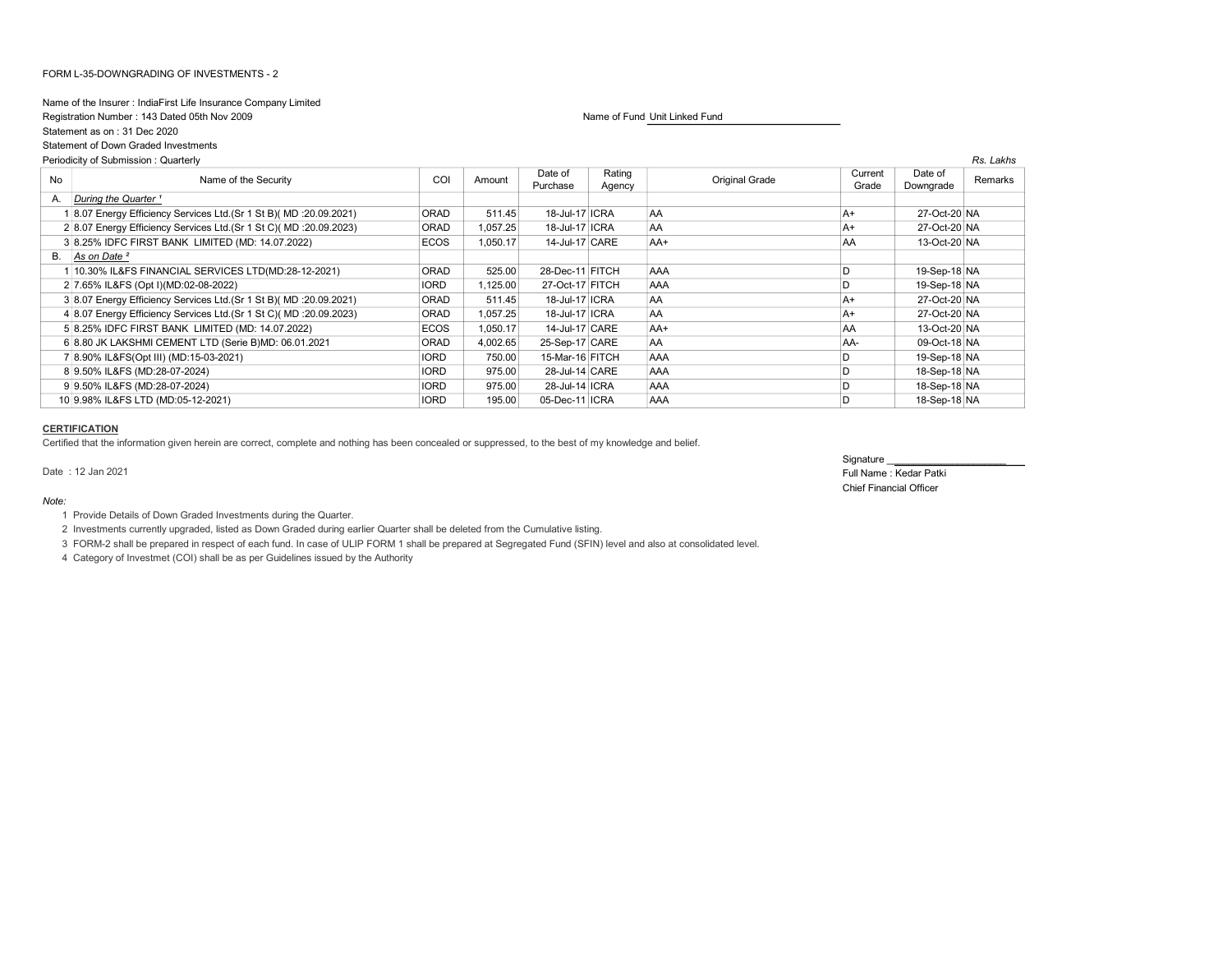FORM L-35-DOWNGRADING OF INVESTMENTS - 2

Name of the Insurer : IndiaFirst Life Insurance Company Limited

Registration Number : 143 Dated 05th Nov 2009

Name of Fund Unit Linked Fund

Statement as on : 31 Dec 2020

Statement of Down Graded Investments

Periodicity of Submission : Quarterly

Rs. Lakhs

| No | Name of the Security | COI | Amount | Date of Purchase | Rating Agency | Original Grade | Current Grade | Date of Downgrade | Remarks |
|---|---|---|---|---|---|---|---|---|---|
| A. | *During the Quarter* [1] | | | | | | | | |
| 1 | 8.07 Energy Efficiency Services Ltd.(Sr 1 St B)( MD :20.09.2021) | ORAD | 511.45 | 18-Jul-17 | ICRA | AA | A+ | 27-Oct-20 | NA |
| 2 | 8.07 Energy Efficiency Services Ltd.(Sr 1 St C)( MD :20.09.2023) | ORAD | 1,057.25 | 18-Jul-17 | ICRA | AA | A+ | 27-Oct-20 | NA |
| 3 | 8.25% IDFC FIRST BANK LIMITED (MD: 14.07.2022) | ECOS | 1,050.17 | 14-Jul-17 | CARE | AA+ | AA | 13-Oct-20 | NA |
| B. | *As on Date* [2] | | | | | | | | |
| 1 | 10.30% IL&FS FINANCIAL SERVICES LTD(MD:28-12-2021) | ORAD | 525.00 | 28-Dec-11 | FITCH | AAA | D | 19-Sep-18 | NA |
| 2 | 7.65% IL&FS (Opt I)(MD:02-08-2022) | IORD | 1,125.00 | 27-Oct-17 | FITCH | AAA | D | 19-Sep-18 | NA |
| 3 | 8.07 Energy Efficiency Services Ltd.(Sr 1 St B)( MD :20.09.2021) | ORAD | 511.45 | 18-Jul-17 | ICRA | AA | A+ | 27-Oct-20 | NA |
| 4 | 8.07 Energy Efficiency Services Ltd.(Sr 1 St C)( MD :20.09.2023) | ORAD | 1,057.25 | 18-Jul-17 | ICRA | AA | A+ | 27-Oct-20 | NA |
| 5 | 8.25% IDFC FIRST BANK LIMITED (MD: 14.07.2022) | ECOS | 1,050.17 | 14-Jul-17 | CARE | AA+ | AA | 13-Oct-20 | NA |
| 6 | 8.80 JK LAKSHMI CEMENT LTD (Serie B)MD: 06.01.2021 | ORAD | 4,002.65 | 25-Sep-17 | CARE | AA | AA- | 09-Oct-18 | NA |
| 7 | 8.90% IL&FS(Opt III) (MD:15-03-2021) | IORD | 750.00 | 15-Mar-16 | FITCH | AAA | D | 19-Sep-18 | NA |
| 8 | 9.50% IL&FS (MD:28-07-2024) | IORD | 975.00 | 28-Jul-14 | CARE | AAA | D | 18-Sep-18 | NA |
| 9 | 9.50% IL&FS (MD:28-07-2024) | IORD | 975.00 | 28-Jul-14 | ICRA | AAA | D | 18-Sep-18 | NA |
| 10 | 9.98% IL&FS LTD (MD:05-12-2021) | IORD | 195.00 | 05-Dec-11 | ICRA | AAA | D | 18-Sep-18 | NA |

**CERTIFICATION**

Certified that the information given herein are correct, complete and nothing has been concealed or suppressed, to the best of my knowledge and belief.

Date : 12 Jan 2021

Signature ______________________

Full Name : Kedar Patki

Chief Financial Officer

*Note:*

1 Provide Details of Down Graded Investments during the Quarter.

2 Investments currently upgraded, listed as Down Graded during earlier Quarter shall be deleted from the Cumulative listing.

3 FORM-2 shall be prepared in respect of each fund. In case of ULIP FORM 1 shall be prepared at Segregated Fund (SFIN) level and also at consolidated level.

4 Category of Investmet (COI) shall be as per Guidelines issued by the Authority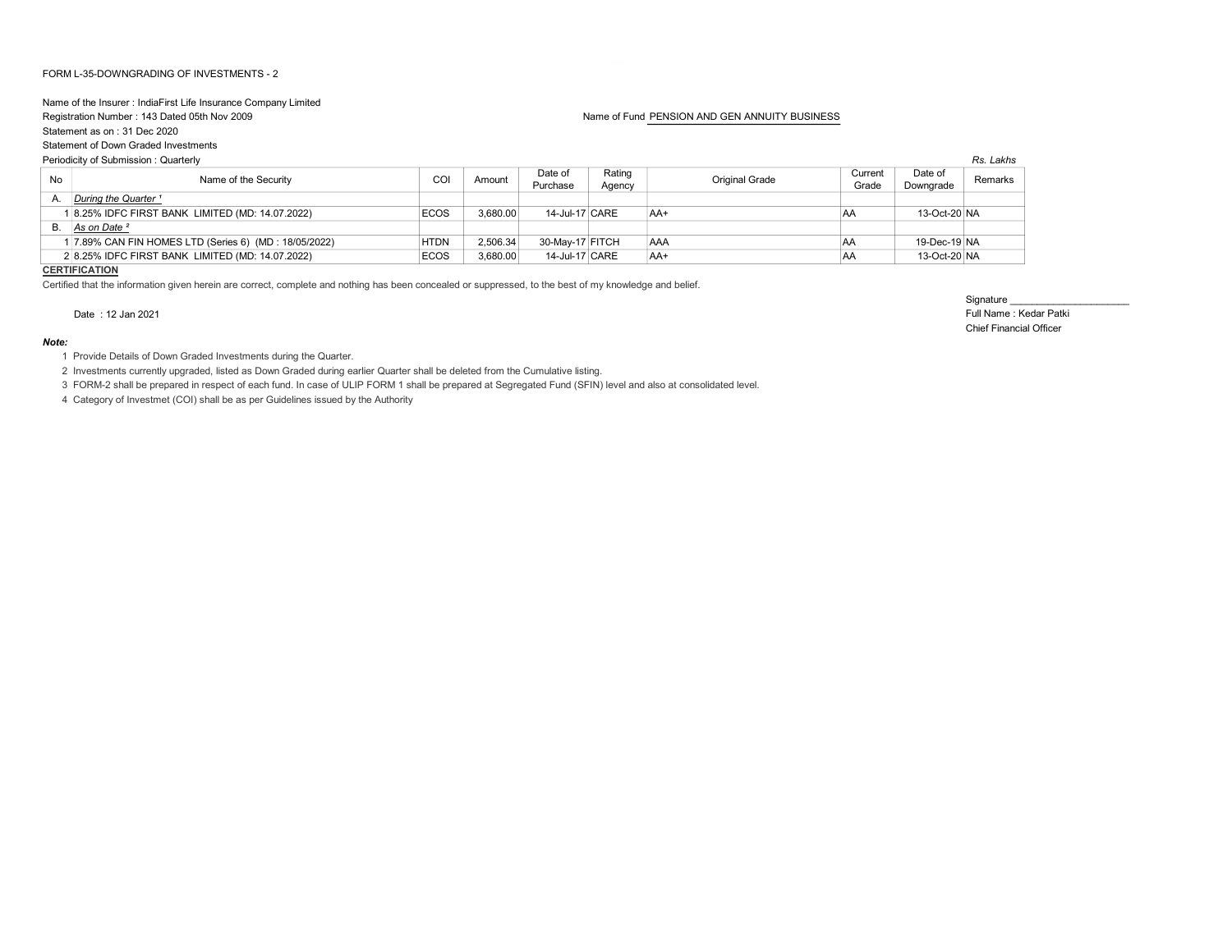FORM L-35-DOWNGRADING OF INVESTMENTS - 2

Name of the Insurer : IndiaFirst Life Insurance Company Limited

Registration Number : 143 Dated 05th Nov 2009

Name of Fund PENSION AND GEN ANNUITY BUSINESS

Statement as on : 31 Dec 2020

Statement of Down Graded Investments

Periodicity of Submission : Quarterly

*Rs. Lakhs*

| No | Name of the Security | COI | Amount | Date of Purchase | Rating Agency | Original Grade | Current Grade | Date of Downgrade | Remarks |
|---|---|---|---|---|---|---|---|---|---|
| A. | *During the Quarter* [1] | | | | | | | | |
| 1 | 8.25% IDFC FIRST BANK LIMITED (MD: 14.07.2022) | ECOS | 3,680.00 | 14-Jul-17 | CARE | AA+ | AA | 13-Oct-20 | NA |
| B. | *As on Date* [2] | | | | | | | | |
| 1 | 7.89% CAN FIN HOMES LTD (Series 6) (MD : 18/05/2022) | HTDN | 2,506.34 | 30-May-17 | FITCH | AAA | AA | 19-Dec-19 | NA |
| 2 | 8.25% IDFC FIRST BANK LIMITED (MD: 14.07.2022) | ECOS | 3,680.00 | 14-Jul-17 | CARE | AA+ | AA | 13-Oct-20 | NA |

**CERTIFICATION**

Certified that the information given herein are correct, complete and nothing has been concealed or suppressed, to the best of my knowledge and belief.

Date : 12 Jan 2021

Signature ______________________

Full Name : Kedar Patki

Chief Financial Officer

***Note:***

1. Provide Details of Down Graded Investments during the Quarter.
2. Investments currently upgraded, listed as Down Graded during earlier Quarter shall be deleted from the Cumulative listing.
3. FORM-2 shall be prepared in respect of each fund. In case of ULIP FORM 1 shall be prepared at Segregated Fund (SFIN) level and also at consolidated level.
4. Category of Investmet (COI) shall be as per Guidelines issued by the Authority